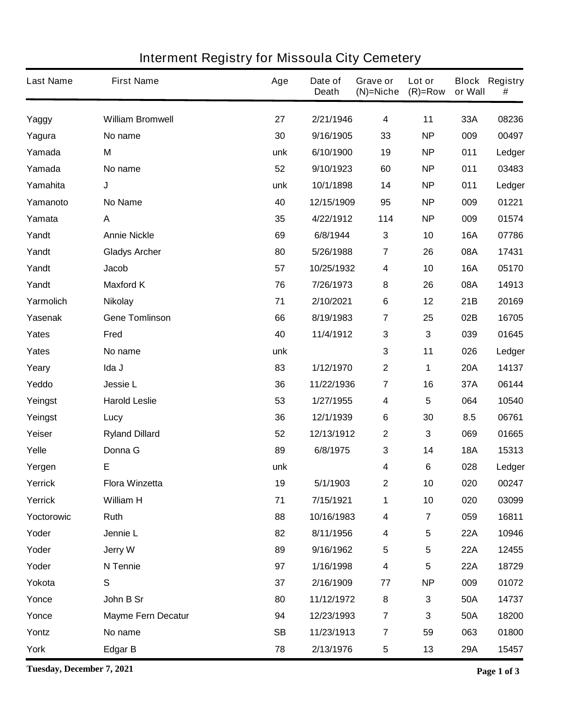# Interment Registry for Missoula City Cemetery

| Last Name | First Name | Age | Date of Death | Grave or (N)=Niche | Lot or (R)=Row | Block or Wall | Registry # |
|---|---|---|---|---|---|---|---|
| Yaggy | William Bromwell | 27 | 2/21/1946 | 4 | 11 | 33A | 08236 |
| Yagura | No name | 30 | 9/16/1905 | 33 | NP | 009 | 00497 |
| Yamada | M | unk | 6/10/1900 | 19 | NP | 011 | Ledger |
| Yamada | No name | 52 | 9/10/1923 | 60 | NP | 011 | 03483 |
| Yamahita | J | unk | 10/1/1898 | 14 | NP | 011 | Ledger |
| Yamanoto | No Name | 40 | 12/15/1909 | 95 | NP | 009 | 01221 |
| Yamata | A | 35 | 4/22/1912 | 114 | NP | 009 | 01574 |
| Yandt | Annie Nickle | 69 | 6/8/1944 | 3 | 10 | 16A | 07786 |
| Yandt | Gladys Archer | 80 | 5/26/1988 | 7 | 26 | 08A | 17431 |
| Yandt | Jacob | 57 | 10/25/1932 | 4 | 10 | 16A | 05170 |
| Yandt | Maxford K | 76 | 7/26/1973 | 8 | 26 | 08A | 14913 |
| Yarmolich | Nikolay | 71 | 2/10/2021 | 6 | 12 | 21B | 20169 |
| Yasenak | Gene Tomlinson | 66 | 8/19/1983 | 7 | 25 | 02B | 16705 |
| Yates | Fred | 40 | 11/4/1912 | 3 | 3 | 039 | 01645 |
| Yates | No name | unk | | 3 | 11 | 026 | Ledger |
| Yeary | Ida J | 83 | 1/12/1970 | 2 | 1 | 20A | 14137 |
| Yeddo | Jessie L | 36 | 11/22/1936 | 7 | 16 | 37A | 06144 |
| Yeingst | Harold Leslie | 53 | 1/27/1955 | 4 | 5 | 064 | 10540 |
| Yeingst | Lucy | 36 | 12/1/1939 | 6 | 30 | 8.5 | 06761 |
| Yeiser | Ryland Dillard | 52 | 12/13/1912 | 2 | 3 | 069 | 01665 |
| Yelle | Donna G | 89 | 6/8/1975 | 3 | 14 | 18A | 15313 |
| Yergen | E | unk | | 4 | 6 | 028 | Ledger |
| Yerrick | Flora Winzetta | 19 | 5/1/1903 | 2 | 10 | 020 | 00247 |
| Yerrick | William H | 71 | 7/15/1921 | 1 | 10 | 020 | 03099 |
| Yoctorowic | Ruth | 88 | 10/16/1983 | 4 | 7 | 059 | 16811 |
| Yoder | Jennie L | 82 | 8/11/1956 | 4 | 5 | 22A | 10946 |
| Yoder | Jerry W | 89 | 9/16/1962 | 5 | 5 | 22A | 12455 |
| Yoder | N Tennie | 97 | 1/16/1998 | 4 | 5 | 22A | 18729 |
| Yokota | S | 37 | 2/16/1909 | 77 | NP | 009 | 01072 |
| Yonce | John B Sr | 80 | 11/12/1972 | 8 | 3 | 50A | 14737 |
| Yonce | Mayme Fern Decatur | 94 | 12/23/1993 | 7 | 3 | 50A | 18200 |
| Yontz | No name | SB | 11/23/1913 | 7 | 59 | 063 | 01800 |
| York | Edgar B | 78 | 2/13/1976 | 5 | 13 | 29A | 15457 |

**Tuesday, December 7, 2021**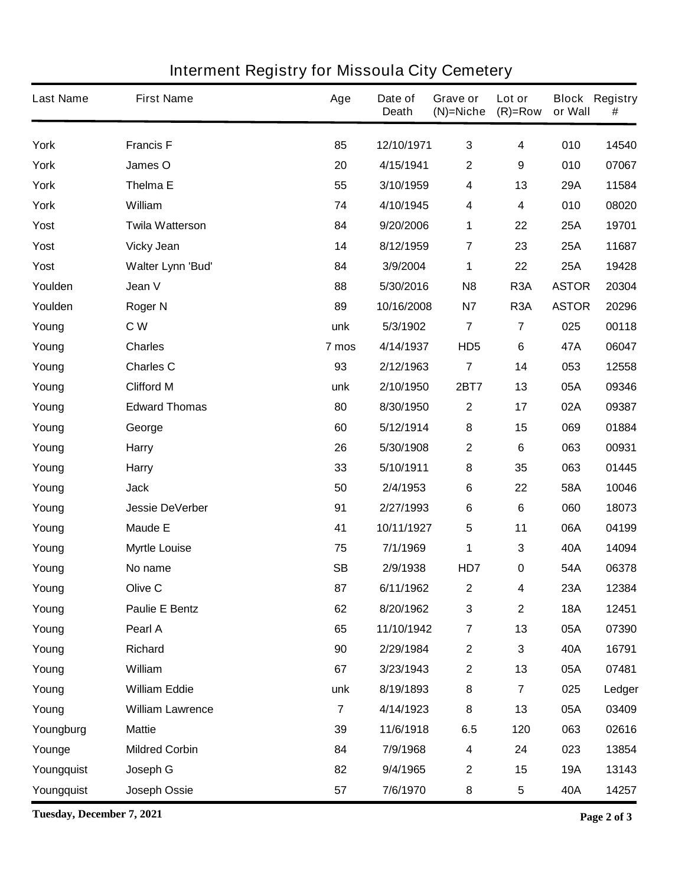# Interment Registry for Missoula City Cemetery

| Last Name | First Name | Age | Date of Death | Grave or (N)=Niche | Lot or (R)=Row | Block or Wall | Registry # |
|---|---|---|---|---|---|---|---|
| York | Francis F | 85 | 12/10/1971 | 3 | 4 | 010 | 14540 |
| York | James O | 20 | 4/15/1941 | 2 | 9 | 010 | 07067 |
| York | Thelma E | 55 | 3/10/1959 | 4 | 13 | 29A | 11584 |
| York | William | 74 | 4/10/1945 | 4 | 4 | 010 | 08020 |
| Yost | Twila Watterson | 84 | 9/20/2006 | 1 | 22 | 25A | 19701 |
| Yost | Vicky Jean | 14 | 8/12/1959 | 7 | 23 | 25A | 11687 |
| Yost | Walter Lynn 'Bud' | 84 | 3/9/2004 | 1 | 22 | 25A | 19428 |
| Youlden | Jean V | 88 | 5/30/2016 | N8 | R3A | ASTOR | 20304 |
| Youlden | Roger N | 89 | 10/16/2008 | N7 | R3A | ASTOR | 20296 |
| Young | C W | unk | 5/3/1902 | 7 | 7 | 025 | 00118 |
| Young | Charles | 7 mos | 4/14/1937 | HD5 | 6 | 47A | 06047 |
| Young | Charles C | 93 | 2/12/1963 | 7 | 14 | 053 | 12558 |
| Young | Clifford M | unk | 2/10/1950 | 2BT7 | 13 | 05A | 09346 |
| Young | Edward Thomas | 80 | 8/30/1950 | 2 | 17 | 02A | 09387 |
| Young | George | 60 | 5/12/1914 | 8 | 15 | 069 | 01884 |
| Young | Harry | 26 | 5/30/1908 | 2 | 6 | 063 | 00931 |
| Young | Harry | 33 | 5/10/1911 | 8 | 35 | 063 | 01445 |
| Young | Jack | 50 | 2/4/1953 | 6 | 22 | 58A | 10046 |
| Young | Jessie DeVerber | 91 | 2/27/1993 | 6 | 6 | 060 | 18073 |
| Young | Maude E | 41 | 10/11/1927 | 5 | 11 | 06A | 04199 |
| Young | Myrtle Louise | 75 | 7/1/1969 | 1 | 3 | 40A | 14094 |
| Young | No name | SB | 2/9/1938 | HD7 | 0 | 54A | 06378 |
| Young | Olive C | 87 | 6/11/1962 | 2 | 4 | 23A | 12384 |
| Young | Paulie E Bentz | 62 | 8/20/1962 | 3 | 2 | 18A | 12451 |
| Young | Pearl A | 65 | 11/10/1942 | 7 | 13 | 05A | 07390 |
| Young | Richard | 90 | 2/29/1984 | 2 | 3 | 40A | 16791 |
| Young | William | 67 | 3/23/1943 | 2 | 13 | 05A | 07481 |
| Young | William Eddie | unk | 8/19/1893 | 8 | 7 | 025 | Ledger |
| Young | William Lawrence | 7 | 4/14/1923 | 8 | 13 | 05A | 03409 |
| Youngburg | Mattie | 39 | 11/6/1918 | 6.5 | 120 | 063 | 02616 |
| Younge | Mildred Corbin | 84 | 7/9/1968 | 4 | 24 | 023 | 13854 |
| Youngquist | Joseph G | 82 | 9/4/1965 | 2 | 15 | 19A | 13143 |
| Youngquist | Joseph Ossie | 57 | 7/6/1970 | 8 | 5 | 40A | 14257 |

**Tuesday, December 7, 2021**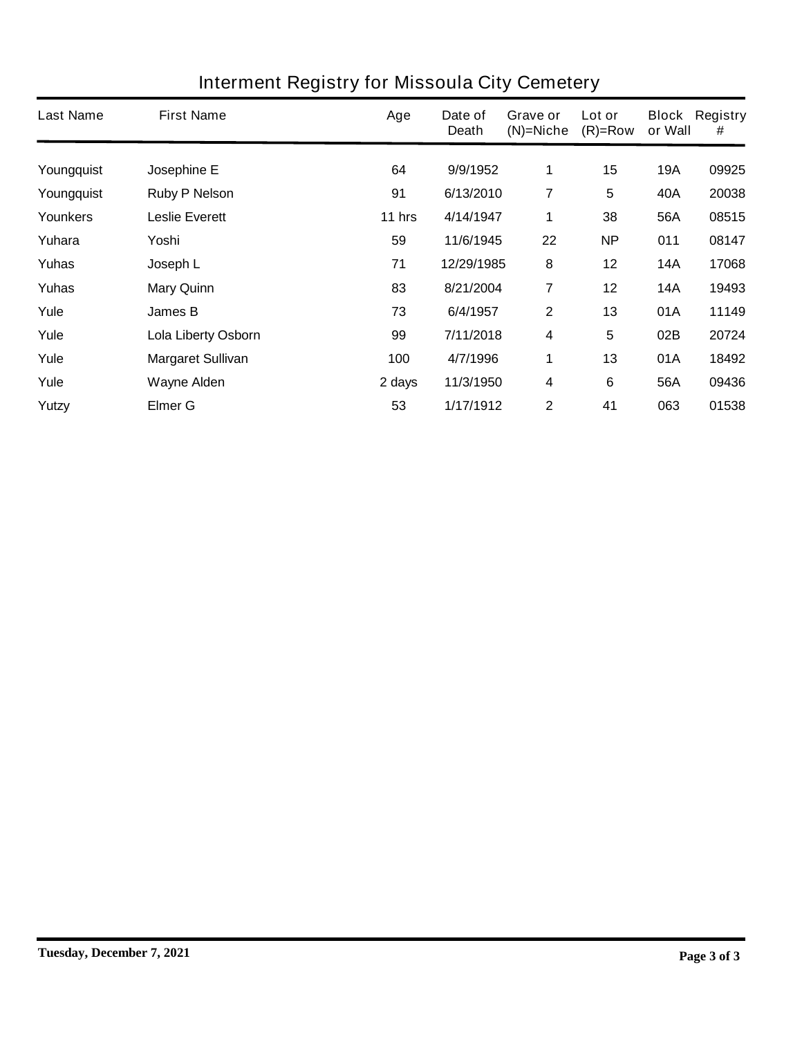# Interment Registry for Missoula City Cemetery

| Last Name | First Name | Age | Date of Death | Grave or (N)=Niche | Lot or (R)=Row | Block or Wall | Registry # |
|---|---|---|---|---|---|---|---|
| Youngquist | Josephine E | 64 | 9/9/1952 | 1 | 15 | 19A | 09925 |
| Youngquist | Ruby P Nelson | 91 | 6/13/2010 | 7 | 5 | 40A | 20038 |
| Younkers | Leslie Everett | 11 hrs | 4/14/1947 | 1 | 38 | 56A | 08515 |
| Yuhara | Yoshi | 59 | 11/6/1945 | 22 | NP | 011 | 08147 |
| Yuhas | Joseph L | 71 | 12/29/1985 | 8 | 12 | 14A | 17068 |
| Yuhas | Mary Quinn | 83 | 8/21/2004 | 7 | 12 | 14A | 19493 |
| Yule | James B | 73 | 6/4/1957 | 2 | 13 | 01A | 11149 |
| Yule | Lola Liberty Osborn | 99 | 7/11/2018 | 4 | 5 | 02B | 20724 |
| Yule | Margaret Sullivan | 100 | 4/7/1996 | 1 | 13 | 01A | 18492 |
| Yule | Wayne Alden | 2 days | 11/3/1950 | 4 | 6 | 56A | 09436 |
| Yutzy | Elmer G | 53 | 1/17/1912 | 2 | 41 | 063 | 01538 |

**Tuesday, December 7, 2021**